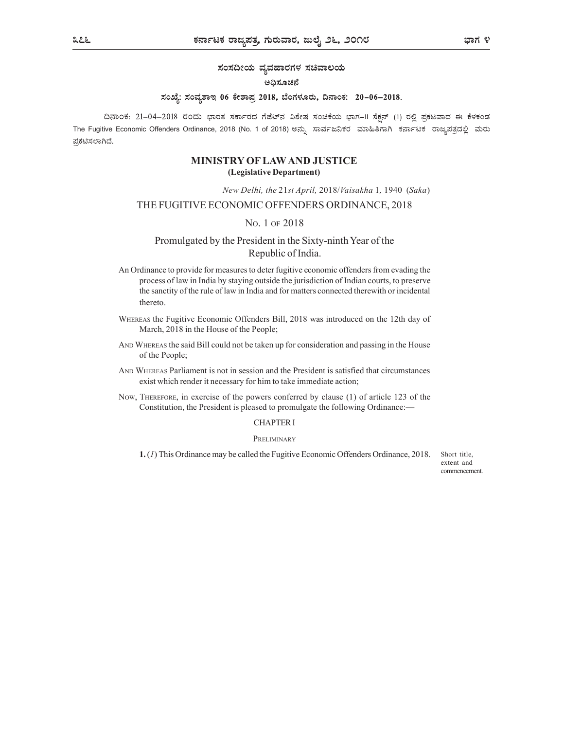## ಸಂಸದೀಯ ವ್ಯವಹಾರಗಳ ಸಚಿವಾಲಯ

### ಅಧಿಸೂಚನೆ

**ಸಂಖ್ಯೆ: ಸಂವ್ಯಶಾಇ 06 ಕೇಶಾಪ್ರ 2018, ಬೆಂಗಳೂರು, ದಿನಾಂಕ: 20-06-2018.**

ದಿನಾಂಕ: 21-04-2018 ರಂದು ಭಾರತ ಸರ್ಕಾರದ ಗೆಜೆಟ್‌ನ ವಿಶೇಷ ಸಂಚಿಕೆಯ ಭಾಗ-II ಸೆಕ್ಷನ್ (1) ರಲ್ಲಿ ಪ್ರಕಟವಾದ ಈ ಕೆಳಕಂಡ The Fugitive Economic Offenders Ordinance, 2018 (No. 1 of 2018) ಅನ್ನು ಸಾರ್ವಜನಿಕರ ಮಾಹಿತಿಗಾಗಿ ಕರ್ನಾಟಕ ರಾಜ್ಯಪತ್ರದಲ್ಲಿ ಮರು ಪ್ರಕಟಿಸಲಾಗಿದೆ.

## MINISTRY OF LAW AND JUSTICE
**(Legislative Department)**

*New Delhi, the 21st April,* 2018/*Vaisakha* 1, 1940 (*Saka*)

# THE FUGITIVE ECONOMIC OFFENDERS ORDINANCE, 2018

No. 1 of 2018

Promulgated by the President in the Sixty-ninth Year of the Republic of India.

An Ordinance to provide for measures to deter fugitive economic offenders from evading the process of law in India by staying outside the jurisdiction of Indian courts, to preserve the sanctity of the rule of law in India and for matters connected therewith or incidental thereto.

Whereas the Fugitive Economic Offenders Bill, 2018 was introduced on the 12th day of March, 2018 in the House of the People;

And Whereas the said Bill could not be taken up for consideration and passing in the House of the People;

And Whereas Parliament is not in session and the President is satisfied that circumstances exist which render it necessary for him to take immediate action;

Now, Therefore, in exercise of the powers conferred by clause (1) of article 123 of the Constitution, the President is pleased to promulgate the following Ordinance:—

### CHAPTER I

#### Preliminary

*Short title, extent and commencement.*

**1.** (*1*) This Ordinance may be called the Fugitive Economic Offenders Ordinance, 2018.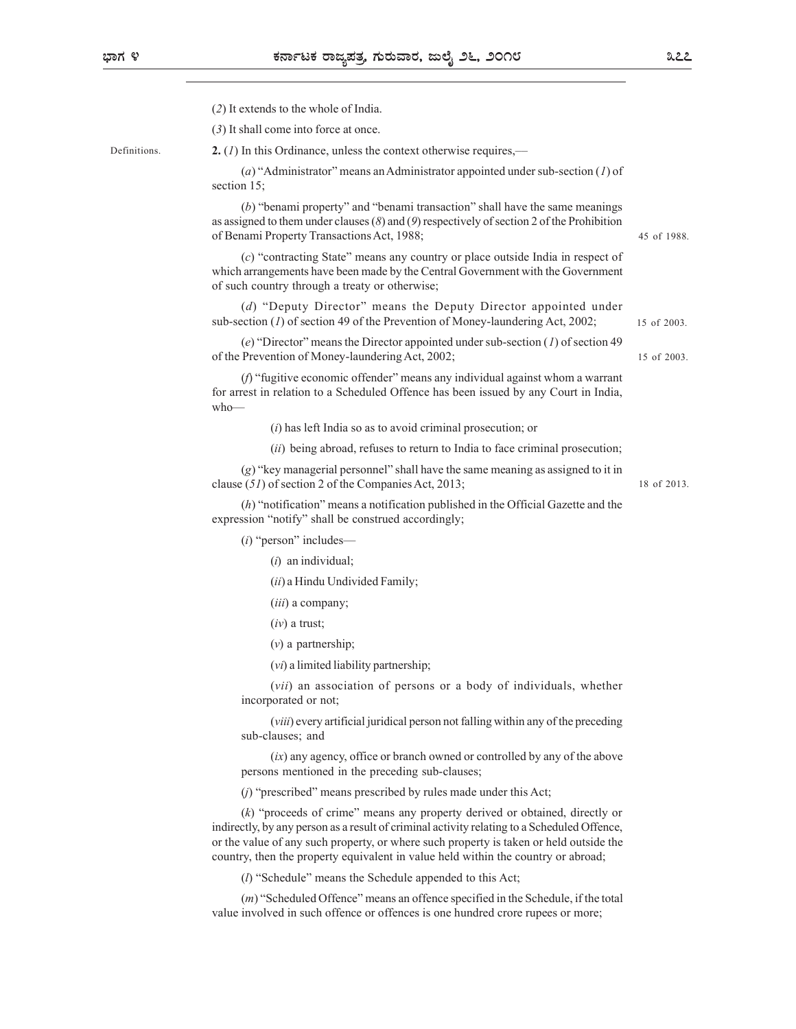(*2*) It extends to the whole of India.

(*3*) It shall come into force at once.

Definitions.

**2.** (*1*) In this Ordinance, unless the context otherwise requires,—

(*a*) "Administrator" means an Administrator appointed under sub-section (*1*) of section 15;

(*b*) "benami property" and "benami transaction" shall have the same meanings as assigned to them under clauses (*8*) and (*9*) respectively of section 2 of the Prohibition of Benami Property Transactions Act, 1988; 45 of 1988.

(*c*) "contracting State" means any country or place outside India in respect of which arrangements have been made by the Central Government with the Government of such country through a treaty or otherwise;

(*d*) "Deputy Director" means the Deputy Director appointed under sub-section (*1*) of section 49 of the Prevention of Money-laundering Act, 2002; 15 of 2003.

(*e*) "Director" means the Director appointed under sub-section (*1*) of section 49 of the Prevention of Money-laundering Act, 2002; 15 of 2003.

(*f*) "fugitive economic offender" means any individual against whom a warrant for arrest in relation to a Scheduled Offence has been issued by any Court in India, who—

(*i*) has left India so as to avoid criminal prosecution; or

(*ii*) being abroad, refuses to return to India to face criminal prosecution;

(*g*) "key managerial personnel" shall have the same meaning as assigned to it in clause (*51*) of section 2 of the Companies Act, 2013; 18 of 2013.

(*h*) "notification" means a notification published in the Official Gazette and the expression "notify" shall be construed accordingly;

(*i*) "person" includes—

(*i*) an individual;

(*ii*) a Hindu Undivided Family;

(*iii*) a company;

(*iv*) a trust;

(*v*) a partnership;

(*vi*) a limited liability partnership;

(*vii*) an association of persons or a body of individuals, whether incorporated or not;

(*viii*) every artificial juridical person not falling within any of the preceding sub-clauses; and

(*ix*) any agency, office or branch owned or controlled by any of the above persons mentioned in the preceding sub-clauses;

(*j*) "prescribed" means prescribed by rules made under this Act;

(*k*) "proceeds of crime" means any property derived or obtained, directly or indirectly, by any person as a result of criminal activity relating to a Scheduled Offence, or the value of any such property, or where such property is taken or held outside the country, then the property equivalent in value held within the country or abroad;

(*l*) "Schedule" means the Schedule appended to this Act;

(*m*) "Scheduled Offence" means an offence specified in the Schedule, if the total value involved in such offence or offences is one hundred crore rupees or more;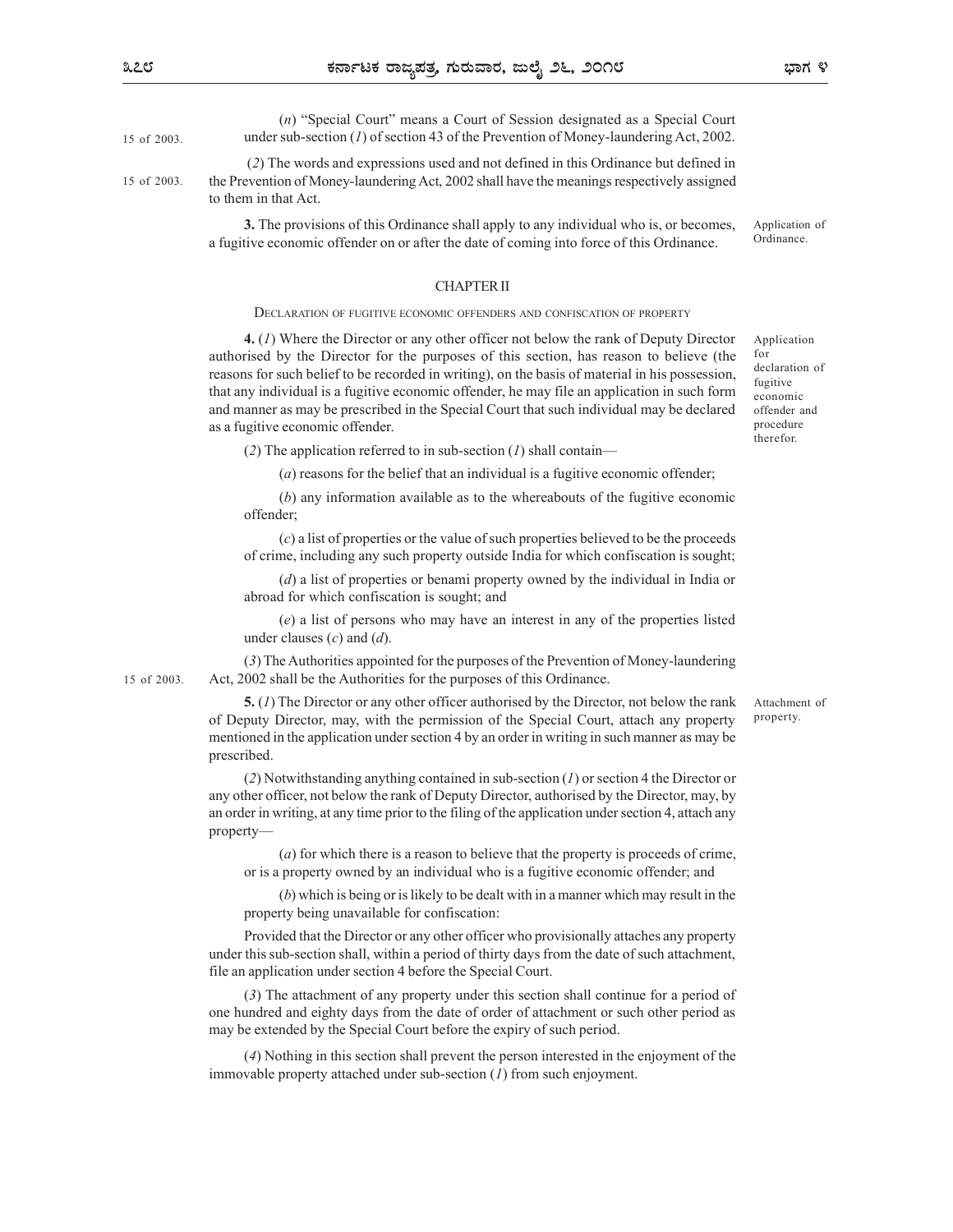(*n*) "Special Court" means a Court of Session designated as a Special Court under sub-section (*1*) of section 43 of the Prevention of Money-laundering Act, 2002.

15 of 2003.

(*2*) The words and expressions used and not defined in this Ordinance but defined in the Prevention of Money-laundering Act, 2002 shall have the meanings respectively assigned to them in that Act.

15 of 2003.

Application of Ordinance.

**3.** The provisions of this Ordinance shall apply to any individual who is, or becomes, a fugitive economic offender on or after the date of coming into force of this Ordinance.

## CHAPTER II

### DECLARATION OF FUGITIVE ECONOMIC OFFENDERS AND CONFISCATION OF PROPERTY

Application for declaration of fugitive economic offender and procedure therefor.

**4.** (*1*) Where the Director or any other officer not below the rank of Deputy Director authorised by the Director for the purposes of this section, has reason to believe (the reasons for such belief to be recorded in writing), on the basis of material in his possession, that any individual is a fugitive economic offender, he may file an application in such form and manner as may be prescribed in the Special Court that such individual may be declared as a fugitive economic offender.

(*2*) The application referred to in sub-section (*1*) shall contain—

(*a*) reasons for the belief that an individual is a fugitive economic offender;

(*b*) any information available as to the whereabouts of the fugitive economic offender;

(*c*) a list of properties or the value of such properties believed to be the proceeds of crime, including any such property outside India for which confiscation is sought;

(*d*) a list of properties or benami property owned by the individual in India or abroad for which confiscation is sought; and

(*e*) a list of persons who may have an interest in any of the properties listed under clauses (*c*) and (*d*).

(*3*) The Authorities appointed for the purposes of the Prevention of Money-laundering Act, 2002 shall be the Authorities for the purposes of this Ordinance.

15 of 2003.

Attachment of property.

**5.** (*1*) The Director or any other officer authorised by the Director, not below the rank of Deputy Director, may, with the permission of the Special Court, attach any property mentioned in the application under section 4 by an order in writing in such manner as may be prescribed.

(*2*) Notwithstanding anything contained in sub-section (*1*) or section 4 the Director or any other officer, not below the rank of Deputy Director, authorised by the Director, may, by an order in writing, at any time prior to the filing of the application under section 4, attach any property—

(*a*) for which there is a reason to believe that the property is proceeds of crime, or is a property owned by an individual who is a fugitive economic offender; and

(*b*) which is being or is likely to be dealt with in a manner which may result in the property being unavailable for confiscation:

Provided that the Director or any other officer who provisionally attaches any property under this sub-section shall, within a period of thirty days from the date of such attachment, file an application under section 4 before the Special Court.

(*3*) The attachment of any property under this section shall continue for a period of one hundred and eighty days from the date of order of attachment or such other period as may be extended by the Special Court before the expiry of such period.

(*4*) Nothing in this section shall prevent the person interested in the enjoyment of the immovable property attached under sub-section (*1*) from such enjoyment.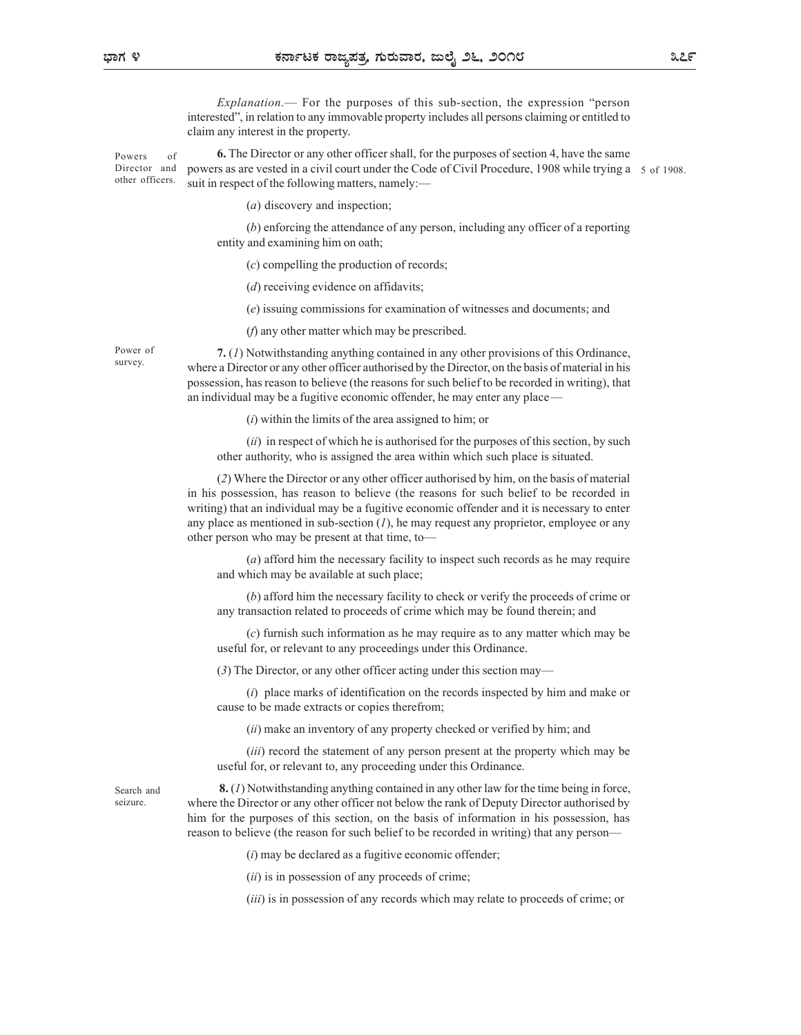*Explanation*.— For the purposes of this sub-section, the expression "person interested", in relation to any immovable property includes all persons claiming or entitled to claim any interest in the property.

Powers of Director and other officers.

**6.** The Director or any other officer shall, for the purposes of section 4, have the same powers as are vested in a civil court under the Code of Civil Procedure, 1908 while trying a suit in respect of the following matters, namely:— 5 of 1908.

(*a*) discovery and inspection;

(*b*) enforcing the attendance of any person, including any officer of a reporting entity and examining him on oath;

(*c*) compelling the production of records;

(*d*) receiving evidence on affidavits;

(*e*) issuing commissions for examination of witnesses and documents; and

(*f*) any other matter which may be prescribed.

Power of survey.

**7.** (*1*) Notwithstanding anything contained in any other provisions of this Ordinance, where a Director or any other officer authorised by the Director, on the basis of material in his possession, has reason to believe (the reasons for such belief to be recorded in writing), that an individual may be a fugitive economic offender, he may enter any place—

(*i*) within the limits of the area assigned to him; or

(*ii*) in respect of which he is authorised for the purposes of this section, by such other authority, who is assigned the area within which such place is situated.

(*2*) Where the Director or any other officer authorised by him, on the basis of material in his possession, has reason to believe (the reasons for such belief to be recorded in writing) that an individual may be a fugitive economic offender and it is necessary to enter any place as mentioned in sub-section (*1*), he may request any proprietor, employee or any other person who may be present at that time, to—

(*a*) afford him the necessary facility to inspect such records as he may require and which may be available at such place;

(*b*) afford him the necessary facility to check or verify the proceeds of crime or any transaction related to proceeds of crime which may be found therein; and

(*c*) furnish such information as he may require as to any matter which may be useful for, or relevant to any proceedings under this Ordinance.

(*3*) The Director, or any other officer acting under this section may—

(*i*) place marks of identification on the records inspected by him and make or cause to be made extracts or copies therefrom;

(*ii*) make an inventory of any property checked or verified by him; and

(*iii*) record the statement of any person present at the property which may be useful for, or relevant to, any proceeding under this Ordinance.

Search and seizure.

**8.** (*1*) Notwithstanding anything contained in any other law for the time being in force, where the Director or any other officer not below the rank of Deputy Director authorised by him for the purposes of this section, on the basis of information in his possession, has reason to believe (the reason for such belief to be recorded in writing) that any person—

(*i*) may be declared as a fugitive economic offender;

(*ii*) is in possession of any proceeds of crime;

(*iii*) is in possession of any records which may relate to proceeds of crime; or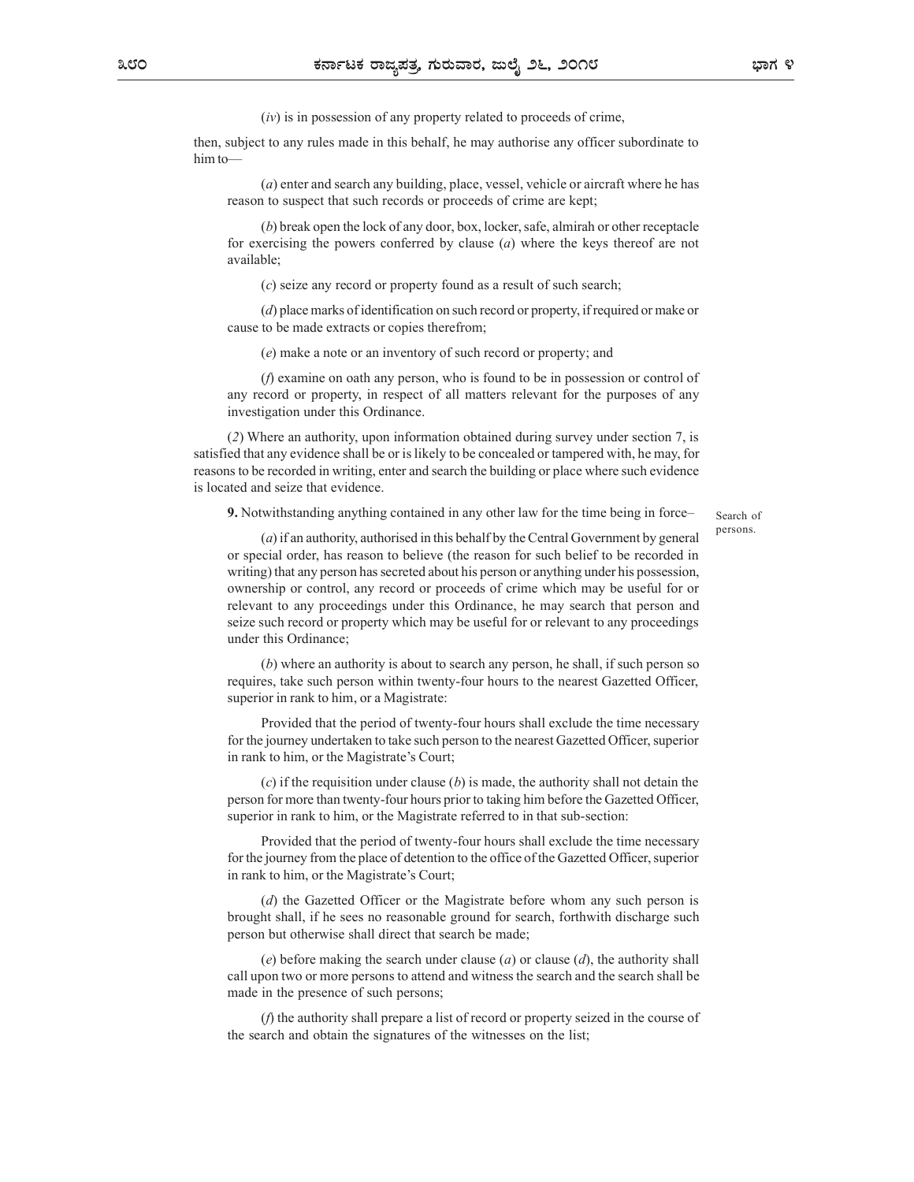(*iv*) is in possession of any property related to proceeds of crime,

then, subject to any rules made in this behalf, he may authorise any officer subordinate to him to—

(*a*) enter and search any building, place, vessel, vehicle or aircraft where he has reason to suspect that such records or proceeds of crime are kept;

(*b*) break open the lock of any door, box, locker, safe, almirah or other receptacle for exercising the powers conferred by clause (*a*) where the keys thereof are not available;

(*c*) seize any record or property found as a result of such search;

(*d*) place marks of identification on such record or property, if required or make or cause to be made extracts or copies therefrom;

(*e*) make a note or an inventory of such record or property; and

(*f*) examine on oath any person, who is found to be in possession or control of any record or property, in respect of all matters relevant for the purposes of any investigation under this Ordinance.

(*2*) Where an authority, upon information obtained during survey under section 7, is satisfied that any evidence shall be or is likely to be concealed or tampered with, he may, for reasons to be recorded in writing, enter and search the building or place where such evidence is located and seize that evidence.

Search of persons.

**9.** Notwithstanding anything contained in any other law for the time being in force–

(*a*) if an authority, authorised in this behalf by the Central Government by general or special order, has reason to believe (the reason for such belief to be recorded in writing) that any person has secreted about his person or anything under his possession, ownership or control, any record or proceeds of crime which may be useful for or relevant to any proceedings under this Ordinance, he may search that person and seize such record or property which may be useful for or relevant to any proceedings under this Ordinance;

(*b*) where an authority is about to search any person, he shall, if such person so requires, take such person within twenty-four hours to the nearest Gazetted Officer, superior in rank to him, or a Magistrate:

Provided that the period of twenty-four hours shall exclude the time necessary for the journey undertaken to take such person to the nearest Gazetted Officer, superior in rank to him, or the Magistrate's Court;

(*c*) if the requisition under clause (*b*) is made, the authority shall not detain the person for more than twenty-four hours prior to taking him before the Gazetted Officer, superior in rank to him, or the Magistrate referred to in that sub-section:

Provided that the period of twenty-four hours shall exclude the time necessary for the journey from the place of detention to the office of the Gazetted Officer, superior in rank to him, or the Magistrate's Court;

(*d*) the Gazetted Officer or the Magistrate before whom any such person is brought shall, if he sees no reasonable ground for search, forthwith discharge such person but otherwise shall direct that search be made;

(*e*) before making the search under clause (*a*) or clause (*d*), the authority shall call upon two or more persons to attend and witness the search and the search shall be made in the presence of such persons;

(*f*) the authority shall prepare a list of record or property seized in the course of the search and obtain the signatures of the witnesses on the list;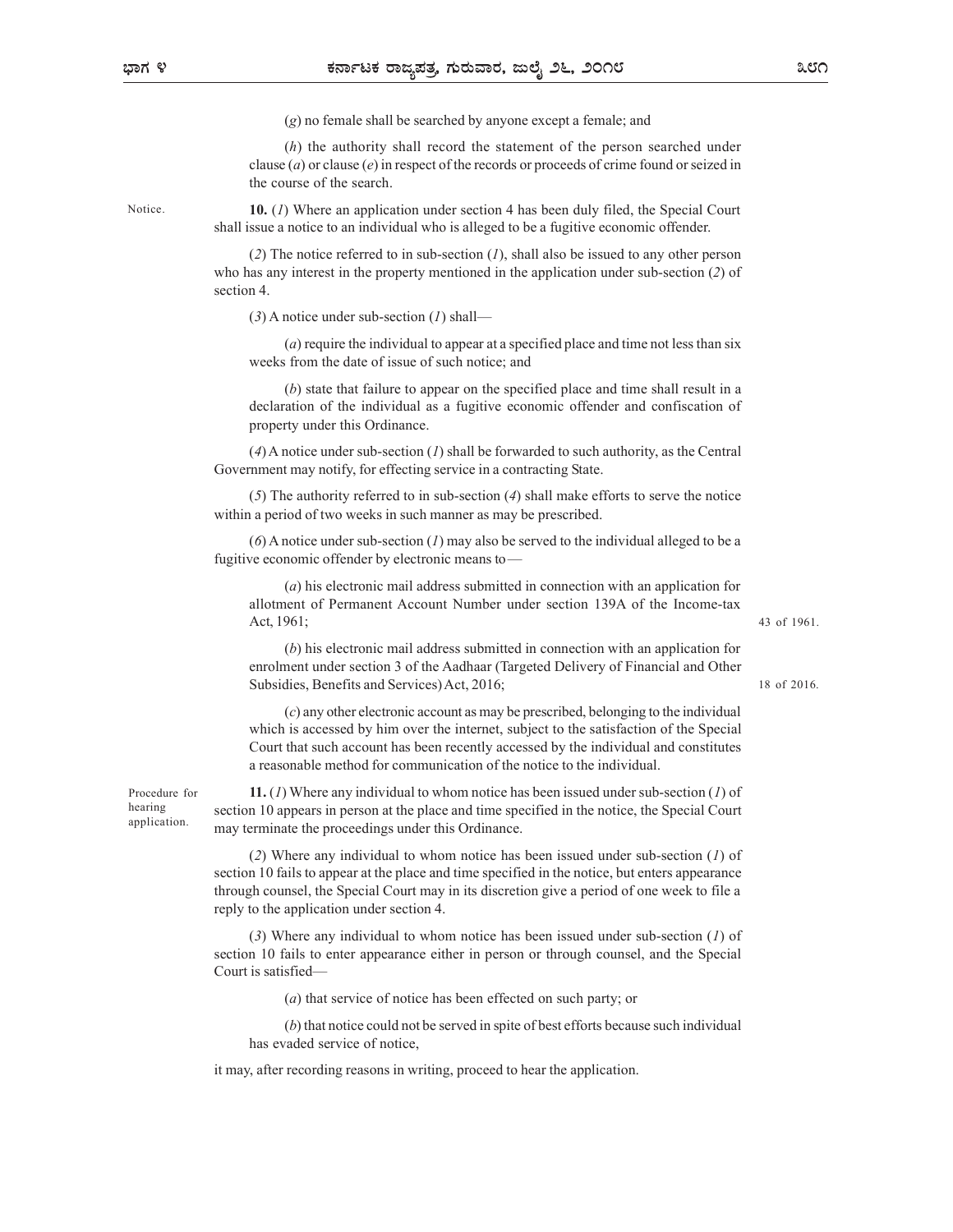(*g*) no female shall be searched by anyone except a female; and

(*h*) the authority shall record the statement of the person searched under clause (*a*) or clause (*e*) in respect of the records or proceeds of crime found or seized in the course of the search.

Notice.

**10.** (*1*) Where an application under section 4 has been duly filed, the Special Court shall issue a notice to an individual who is alleged to be a fugitive economic offender.

(*2*) The notice referred to in sub-section (*1*), shall also be issued to any other person who has any interest in the property mentioned in the application under sub-section (*2*) of section 4.

(*3*) A notice under sub-section (*1*) shall—

(*a*) require the individual to appear at a specified place and time not less than six weeks from the date of issue of such notice; and

(*b*) state that failure to appear on the specified place and time shall result in a declaration of the individual as a fugitive economic offender and confiscation of property under this Ordinance.

(*4*) A notice under sub-section (*1*) shall be forwarded to such authority, as the Central Government may notify, for effecting service in a contracting State.

(*5*) The authority referred to in sub-section (*4*) shall make efforts to serve the notice within a period of two weeks in such manner as may be prescribed.

(*6*) A notice under sub-section (*1*) may also be served to the individual alleged to be a fugitive economic offender by electronic means to—

(*a*) his electronic mail address submitted in connection with an application for allotment of Permanent Account Number under section 139A of the Income-tax Act, 1961; 43 of 1961.

(*b*) his electronic mail address submitted in connection with an application for enrolment under section 3 of the Aadhaar (Targeted Delivery of Financial and Other Subsidies, Benefits and Services) Act, 2016; 18 of 2016.

(*c*) any other electronic account as may be prescribed, belonging to the individual which is accessed by him over the internet, subject to the satisfaction of the Special Court that such account has been recently accessed by the individual and constitutes a reasonable method for communication of the notice to the individual.

Procedure for hearing application.

**11.** (*1*) Where any individual to whom notice has been issued under sub-section (*1*) of section 10 appears in person at the place and time specified in the notice, the Special Court may terminate the proceedings under this Ordinance.

(*2*) Where any individual to whom notice has been issued under sub-section (*1*) of section 10 fails to appear at the place and time specified in the notice, but enters appearance through counsel, the Special Court may in its discretion give a period of one week to file a reply to the application under section 4.

(*3*) Where any individual to whom notice has been issued under sub-section (*1*) of section 10 fails to enter appearance either in person or through counsel, and the Special Court is satisfied—

(*a*) that service of notice has been effected on such party; or

(*b*) that notice could not be served in spite of best efforts because such individual has evaded service of notice,

it may, after recording reasons in writing, proceed to hear the application.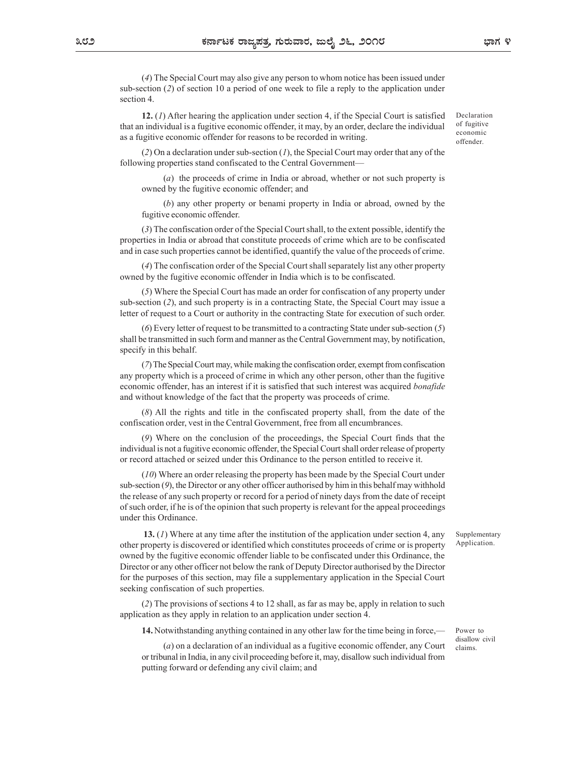(*4*) The Special Court may also give any person to whom notice has been issued under sub-section (*2*) of section 10 a period of one week to file a reply to the application under section 4.

Declaration of fugitive economic offender.

**12.** (*1*) After hearing the application under section 4, if the Special Court is satisfied that an individual is a fugitive economic offender, it may, by an order, declare the individual as a fugitive economic offender for reasons to be recorded in writing.

(*2*) On a declaration under sub-section (*1*), the Special Court may order that any of the following properties stand confiscated to the Central Government—

(*a*) the proceeds of crime in India or abroad, whether or not such property is owned by the fugitive economic offender; and

(*b*) any other property or benami property in India or abroad, owned by the fugitive economic offender.

(*3*) The confiscation order of the Special Court shall, to the extent possible, identify the properties in India or abroad that constitute proceeds of crime which are to be confiscated and in case such properties cannot be identified, quantify the value of the proceeds of crime.

(*4*) The confiscation order of the Special Court shall separately list any other property owned by the fugitive economic offender in India which is to be confiscated.

(*5*) Where the Special Court has made an order for confiscation of any property under sub-section (*2*), and such property is in a contracting State, the Special Court may issue a letter of request to a Court or authority in the contracting State for execution of such order.

(*6*) Every letter of request to be transmitted to a contracting State under sub-section (*5*) shall be transmitted in such form and manner as the Central Government may, by notification, specify in this behalf.

(*7*) The Special Court may, while making the confiscation order, exempt from confiscation any property which is a proceed of crime in which any other person, other than the fugitive economic offender, has an interest if it is satisfied that such interest was acquired *bonafide* and without knowledge of the fact that the property was proceeds of crime.

(*8*) All the rights and title in the confiscated property shall, from the date of the confiscation order, vest in the Central Government, free from all encumbrances.

(*9*) Where on the conclusion of the proceedings, the Special Court finds that the individual is not a fugitive economic offender, the Special Court shall order release of property or record attached or seized under this Ordinance to the person entitled to receive it.

(*10*) Where an order releasing the property has been made by the Special Court under sub-section (*9*), the Director or any other officer authorised by him in this behalf may withhold the release of any such property or record for a period of ninety days from the date of receipt of such order, if he is of the opinion that such property is relevant for the appeal proceedings under this Ordinance.

Supplementary Application.

**13.** (*1*) Where at any time after the institution of the application under section 4, any other property is discovered or identified which constitutes proceeds of crime or is property owned by the fugitive economic offender liable to be confiscated under this Ordinance, the Director or any other officer not below the rank of Deputy Director authorised by the Director for the purposes of this section, may file a supplementary application in the Special Court seeking confiscation of such properties.

(*2*) The provisions of sections 4 to 12 shall, as far as may be, apply in relation to such application as they apply in relation to an application under section 4.

Power to disallow civil claims.

**14.** Notwithstanding anything contained in any other law for the time being in force,—

(*a*) on a declaration of an individual as a fugitive economic offender, any Court or tribunal in India, in any civil proceeding before it, may, disallow such individual from putting forward or defending any civil claim; and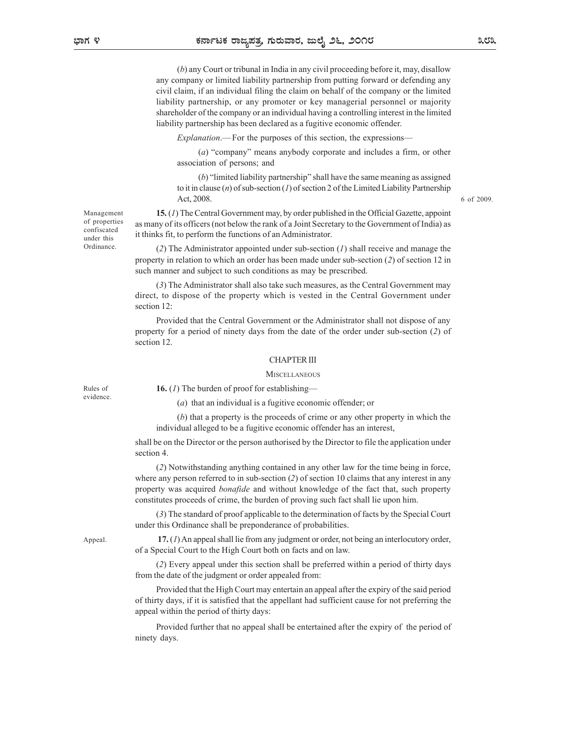(*b*) any Court or tribunal in India in any civil proceeding before it, may, disallow any company or limited liability partnership from putting forward or defending any civil claim, if an individual filing the claim on behalf of the company or the limited liability partnership, or any promoter or key managerial personnel or majority shareholder of the company or an individual having a controlling interest in the limited liability partnership has been declared as a fugitive economic offender.

*Explanation*.— For the purposes of this section, the expressions—

(*a*) "company" means anybody corporate and includes a firm, or other association of persons; and

(*b*) "limited liability partnership" shall have the same meaning as assigned to it in clause (*n*) of sub-section (*1*) of section 2 of the Limited Liability Partnership Act, 2008. 6 of 2009.

Management of properties confiscated under this Ordinance.

**15.** (*1*) The Central Government may, by order published in the Official Gazette, appoint as many of its officers (not below the rank of a Joint Secretary to the Government of India) as it thinks fit, to perform the functions of an Administrator.

(*2*) The Administrator appointed under sub-section (*1*) shall receive and manage the property in relation to which an order has been made under sub-section (*2*) of section 12 in such manner and subject to such conditions as may be prescribed.

(*3*) The Administrator shall also take such measures, as the Central Government may direct, to dispose of the property which is vested in the Central Government under section 12:

Provided that the Central Government or the Administrator shall not dispose of any property for a period of ninety days from the date of the order under sub-section (*2*) of section 12.

## CHAPTER III

### MISCELLANEOUS

Rules of evidence.

**16.** (*1*) The burden of proof for establishing—

(*a*) that an individual is a fugitive economic offender; or

(*b*) that a property is the proceeds of crime or any other property in which the individual alleged to be a fugitive economic offender has an interest,

shall be on the Director or the person authorised by the Director to file the application under section 4.

(*2*) Notwithstanding anything contained in any other law for the time being in force, where any person referred to in sub-section (*2*) of section 10 claims that any interest in any property was acquired *bonafide* and without knowledge of the fact that, such property constitutes proceeds of crime, the burden of proving such fact shall lie upon him.

(*3*) The standard of proof applicable to the determination of facts by the Special Court under this Ordinance shall be preponderance of probabilities.

Appeal.

**17.** (*1*) An appeal shall lie from any judgment or order, not being an interlocutory order, of a Special Court to the High Court both on facts and on law.

(*2*) Every appeal under this section shall be preferred within a period of thirty days from the date of the judgment or order appealed from:

Provided that the High Court may entertain an appeal after the expiry of the said period of thirty days, if it is satisfied that the appellant had sufficient cause for not preferring the appeal within the period of thirty days:

Provided further that no appeal shall be entertained after the expiry of the period of ninety days.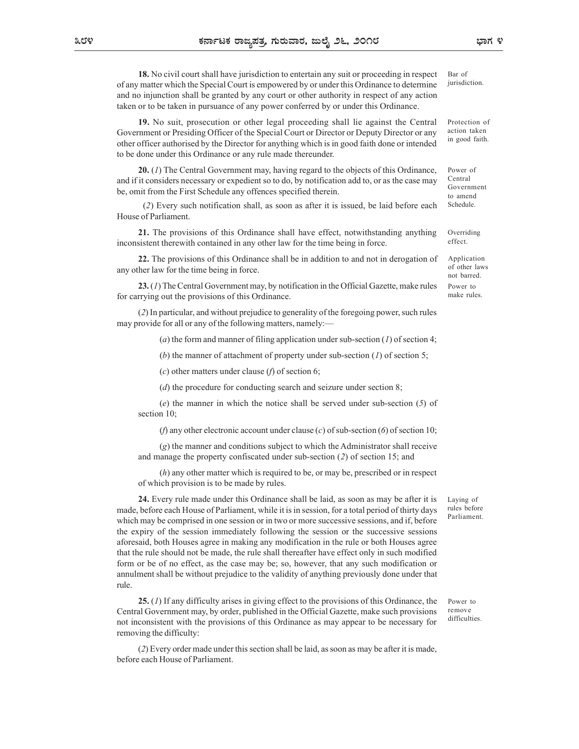**18.** No civil court shall have jurisdiction to entertain any suit or proceeding in respect of any matter which the Special Court is empowered by or under this Ordinance to determine and no injunction shall be granted by any court or other authority in respect of any action taken or to be taken in pursuance of any power conferred by or under this Ordinance.

Bar of jurisdiction.

**19.** No suit, prosecution or other legal proceeding shall lie against the Central Government or Presiding Officer of the Special Court or Director or Deputy Director or any other officer authorised by the Director for anything which is in good faith done or intended to be done under this Ordinance or any rule made thereunder.

Protection of action taken in good faith.

**20.** (*1*) The Central Government may, having regard to the objects of this Ordinance, and if it considers necessary or expedient so to do, by notification add to, or as the case may be, omit from the First Schedule any offences specified therein.

Power of Central Government to amend Schedule.

(*2*) Every such notification shall, as soon as after it is issued, be laid before each House of Parliament.

**21.** The provisions of this Ordinance shall have effect, notwithstanding anything inconsistent therewith contained in any other law for the time being in force.

Overriding effect.

**22.** The provisions of this Ordinance shall be in addition to and not in derogation of any other law for the time being in force.

Application of other laws not barred.

**23.** (*1*) The Central Government may, by notification in the Official Gazette, make rules for carrying out the provisions of this Ordinance.

Power to make rules.

(*2*) In particular, and without prejudice to generality of the foregoing power, such rules may provide for all or any of the following matters, namely:—

(*a*) the form and manner of filing application under sub-section (*1*) of section 4;

(*b*) the manner of attachment of property under sub-section (*1*) of section 5;

(*c*) other matters under clause (*f*) of section 6;

(*d*) the procedure for conducting search and seizure under section 8;

(*e*) the manner in which the notice shall be served under sub-section (*5*) of section 10;

(*f*) any other electronic account under clause (*c*) of sub-section (*6*) of section 10;

(*g*) the manner and conditions subject to which the Administrator shall receive and manage the property confiscated under sub-section (*2*) of section 15; and

(*h*) any other matter which is required to be, or may be, prescribed or in respect of which provision is to be made by rules.

**24.** Every rule made under this Ordinance shall be laid, as soon as may be after it is made, before each House of Parliament, while it is in session, for a total period of thirty days which may be comprised in one session or in two or more successive sessions, and if, before the expiry of the session immediately following the session or the successive sessions aforesaid, both Houses agree in making any modification in the rule or both Houses agree that the rule should not be made, the rule shall thereafter have effect only in such modified form or be of no effect, as the case may be; so, however, that any such modification or annulment shall be without prejudice to the validity of anything previously done under that rule.

Laying of rules before Parliament.

**25.** (*1*) If any difficulty arises in giving effect to the provisions of this Ordinance, the Central Government may, by order, published in the Official Gazette, make such provisions not inconsistent with the provisions of this Ordinance as may appear to be necessary for removing the difficulty:

Power to remove difficulties.

(*2*) Every order made under this section shall be laid, as soon as may be after it is made, before each House of Parliament.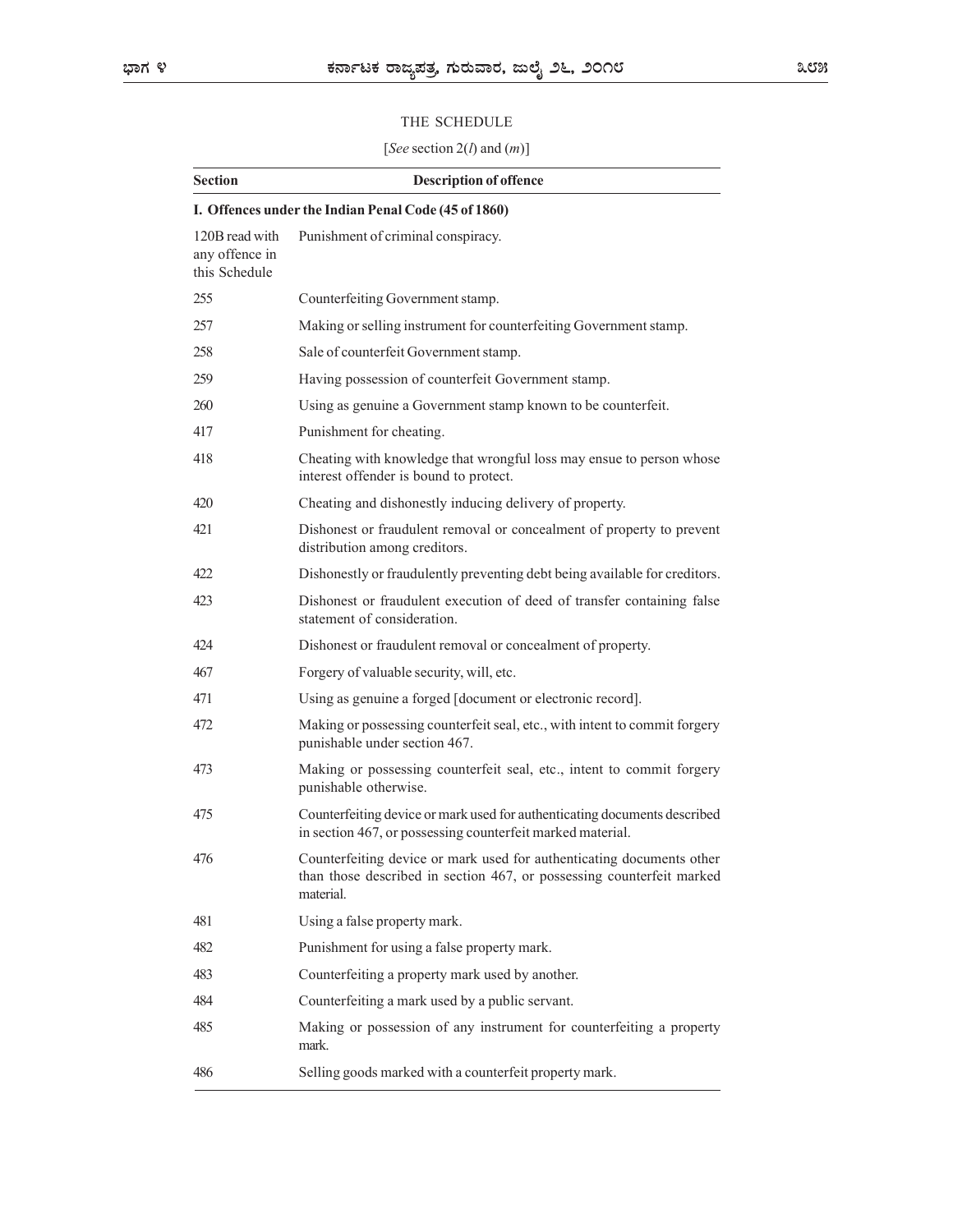## THE SCHEDULE

[*See* section 2(*l*) and (*m*)]

| Section | Description of offence |
|---|---|
| **I. Offences under the Indian Penal Code (45 of 1860)** | |
| 120B read with any offence in this Schedule | Punishment of criminal conspiracy. |
| 255 | Counterfeiting Government stamp. |
| 257 | Making or selling instrument for counterfeiting Government stamp. |
| 258 | Sale of counterfeit Government stamp. |
| 259 | Having possession of counterfeit Government stamp. |
| 260 | Using as genuine a Government stamp known to be counterfeit. |
| 417 | Punishment for cheating. |
| 418 | Cheating with knowledge that wrongful loss may ensue to person whose interest offender is bound to protect. |
| 420 | Cheating and dishonestly inducing delivery of property. |
| 421 | Dishonest or fraudulent removal or concealment of property to prevent distribution among creditors. |
| 422 | Dishonestly or fraudulently preventing debt being available for creditors. |
| 423 | Dishonest or fraudulent execution of deed of transfer containing false statement of consideration. |
| 424 | Dishonest or fraudulent removal or concealment of property. |
| 467 | Forgery of valuable security, will, etc. |
| 471 | Using as genuine a forged [document or electronic record]. |
| 472 | Making or possessing counterfeit seal, etc., with intent to commit forgery punishable under section 467. |
| 473 | Making or possessing counterfeit seal, etc., intent to commit forgery punishable otherwise. |
| 475 | Counterfeiting device or mark used for authenticating documents described in section 467, or possessing counterfeit marked material. |
| 476 | Counterfeiting device or mark used for authenticating documents other than those described in section 467, or possessing counterfeit marked material. |
| 481 | Using a false property mark. |
| 482 | Punishment for using a false property mark. |
| 483 | Counterfeiting a property mark used by another. |
| 484 | Counterfeiting a mark used by a public servant. |
| 485 | Making or possession of any instrument for counterfeiting a property mark. |
| 486 | Selling goods marked with a counterfeit property mark. |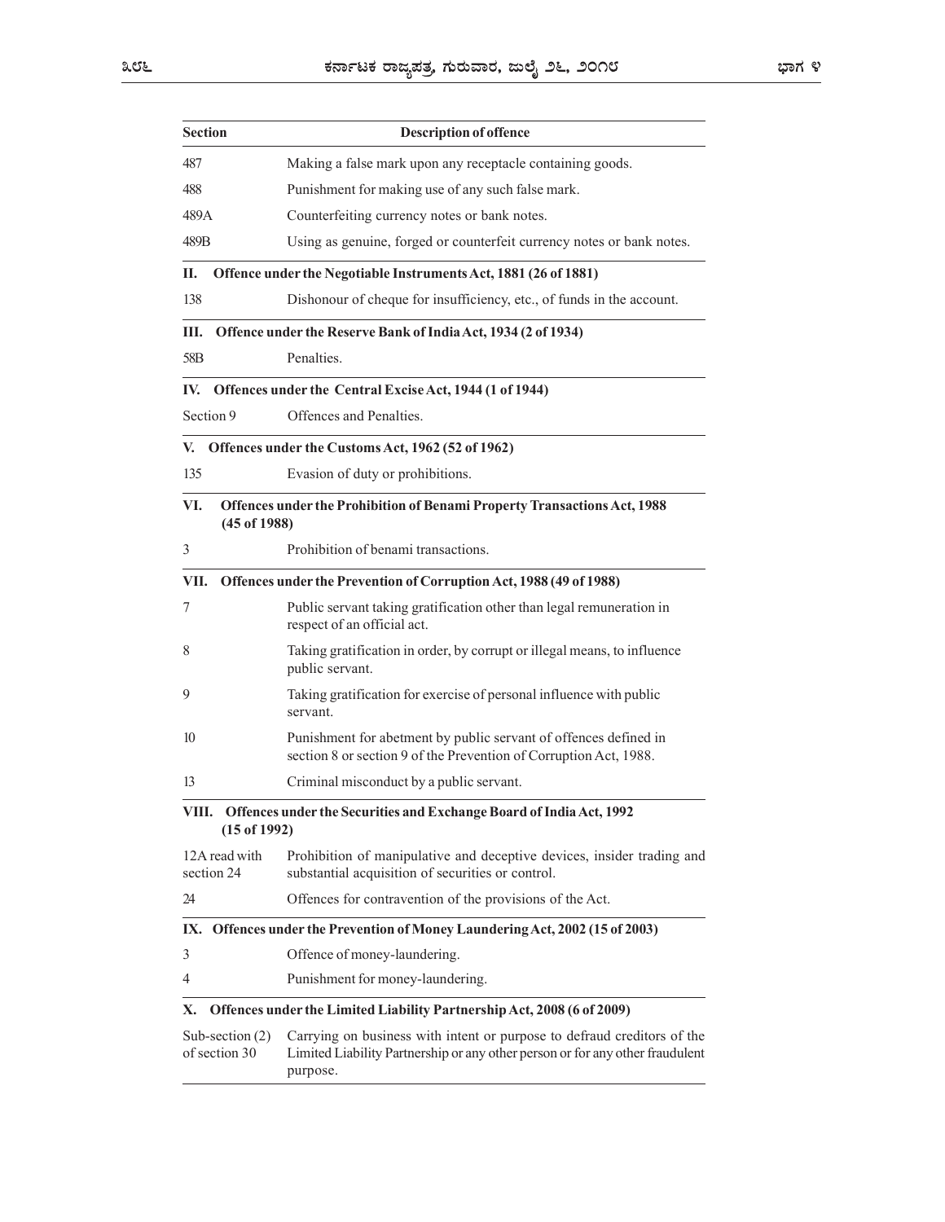| Section | Description of offence |
|---|---|
| 487 | Making a false mark upon any receptacle containing goods. |
| 488 | Punishment for making use of any such false mark. |
| 489A | Counterfeiting currency notes or bank notes. |
| 489B | Using as genuine, forged or counterfeit currency notes or bank notes. |
| **II. Offence under the Negotiable Instruments Act, 1881 (26 of 1881)** | |
| 138 | Dishonour of cheque for insufficiency, etc., of funds in the account. |
| **III. Offence under the Reserve Bank of India Act, 1934 (2 of 1934)** | |
| 58B | Penalties. |
| **IV. Offences under the Central Excise Act, 1944 (1 of 1944)** | |
| Section 9 | Offences and Penalties. |
| **V. Offences under the Customs Act, 1962 (52 of 1962)** | |
| 135 | Evasion of duty or prohibitions. |
| **VI. Offences under the Prohibition of Benami Property Transactions Act, 1988 (45 of 1988)** | |
| 3 | Prohibition of benami transactions. |
| **VII. Offences under the Prevention of Corruption Act, 1988 (49 of 1988)** | |
| 7 | Public servant taking gratification other than legal remuneration in respect of an official act. |
| 8 | Taking gratification in order, by corrupt or illegal means, to influence public servant. |
| 9 | Taking gratification for exercise of personal influence with public servant. |
| 10 | Punishment for abetment by public servant of offences defined in section 8 or section 9 of the Prevention of Corruption Act, 1988. |
| 13 | Criminal misconduct by a public servant. |
| **VIII. Offences under the Securities and Exchange Board of India Act, 1992 (15 of 1992)** | |
| 12A read with section 24 | Prohibition of manipulative and deceptive devices, insider trading and substantial acquisition of securities or control. |
| 24 | Offences for contravention of the provisions of the Act. |
| **IX. Offences under the Prevention of Money Laundering Act, 2002 (15 of 2003)** | |
| 3 | Offence of money-laundering. |
| 4 | Punishment for money-laundering. |
| **X. Offences under the Limited Liability Partnership Act, 2008 (6 of 2009)** | |
| Sub-section (2) of section 30 | Carrying on business with intent or purpose to defraud creditors of the Limited Liability Partnership or any other person or for any other fraudulent purpose. |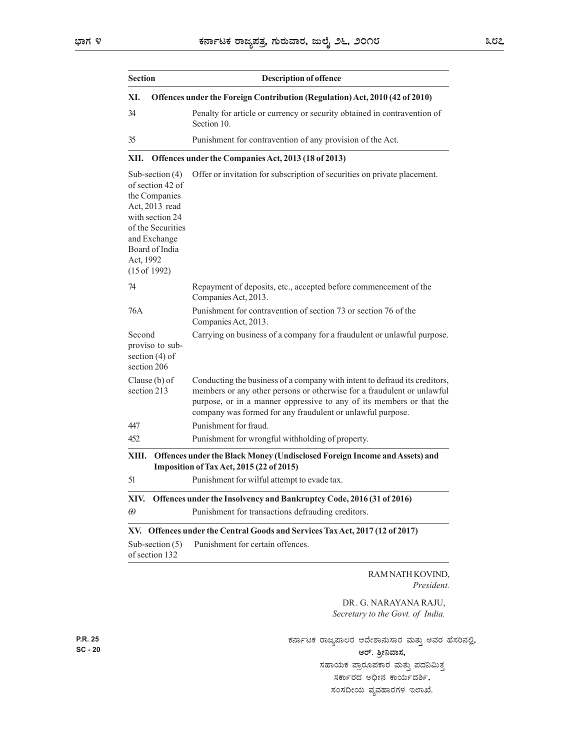| Section | Description of offence |
|---|---|
| **XI.** | **Offences under the Foreign Contribution (Regulation) Act, 2010 (42 of 2010)** |
| 34 | Penalty for article or currency or security obtained in contravention of Section 10. |
| 35 | Punishment for contravention of any provision of the Act. |
| **XII.** | **Offences under the Companies Act, 2013 (18 of 2013)** |
| Sub-section (4) of section 42 of the Companies Act, 2013 read with section 24 of the Securities and Exchange Board of India Act, 1992 (15 of 1992) | Offer or invitation for subscription of securities on private placement. |
| 74 | Repayment of deposits, etc., accepted before commencement of the Companies Act, 2013. |
| 76A | Punishment for contravention of section 73 or section 76 of the Companies Act, 2013. |
| Second proviso to sub-section (4) of section 206 | Carrying on business of a company for a fraudulent or unlawful purpose. |
| Clause (b) of section 213 | Conducting the business of a company with intent to defraud its creditors, members or any other persons or otherwise for a fraudulent or unlawful purpose, or in a manner oppressive to any of its members or that the company was formed for any fraudulent or unlawful purpose. |
| 447 | Punishment for fraud. |
| 452 | Punishment for wrongful withholding of property. |
| **XIII.** | **Offences under the Black Money (Undisclosed Foreign Income and Assets) and Imposition of Tax Act, 2015 (22 of 2015)** |
| 51 | Punishment for wilful attempt to evade tax. |
| **XIV.** | **Offences under the Insolvency and Bankruptcy Code, 2016 (31 of 2016)** |
| 69 | Punishment for transactions defrauding creditors. |
| **XV.** | **Offences under the Central Goods and Services Tax Act, 2017 (12 of 2017)** |
| Sub-section (5) of section 132 | Punishment for certain offences. |

RAM NATH KOVIND,
*President.*

DR. G. NARAYANA RAJU,
*Secretary to the Govt. of India.*

P.R. 25
SC - 20

ಕರ್ನಾಟಕ ರಾಜ್ಯಪಾಲರ ಆದೇಶಾನುಸಾರ ಮತ್ತು ಅವರ ಹೆಸರಿನಲ್ಲಿ,
**ಆರ್. ಶ್ರೀನಿವಾಸ,**
ಸಹಾಯಕ ಪ್ರಾರೂಪಕಾರ ಮತ್ತು ಪದನಿಮಿತ್ತ
ಸರ್ಕಾರದ ಅಧೀನ ಕಾರ್ಯದರ್ಶಿ,
ಸಂಸದೀಯ ವ್ಯವಹಾರಗಳ ಇಲಾಖೆ.